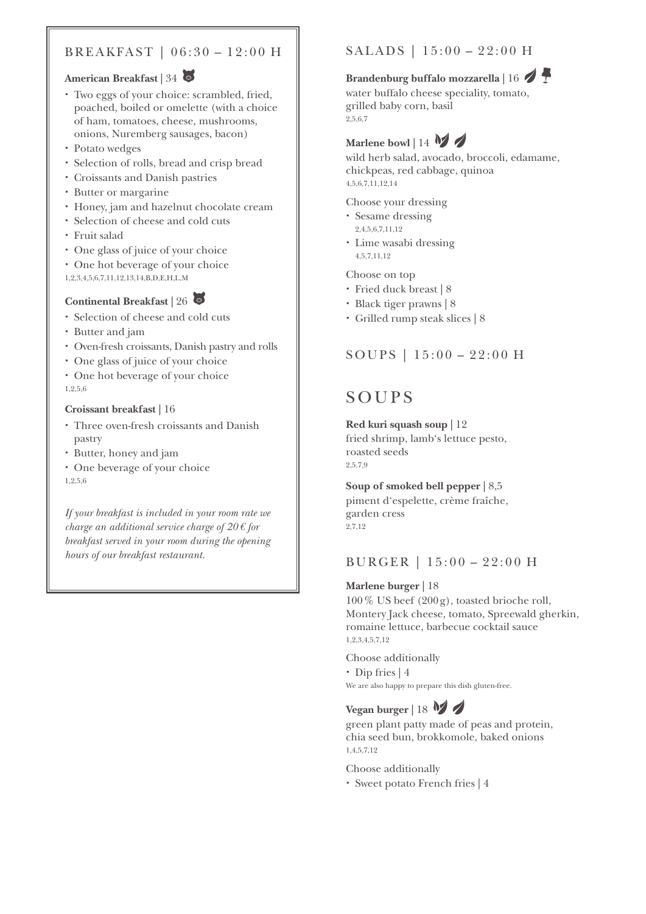## BREAKFAST | 06:30 – 12:00 H

**American Breakfast** | 34

- Two eggs of your choice: scrambled, fried, poached, boiled or omelette (with a choice of ham, tomatoes, cheese, mushrooms, onions, Nuremberg sausages, bacon)
- Potato wedges
- Selection of rolls, bread and crisp bread
- Croissants and Danish pastries
- Butter or margarine
- Honey, jam and hazelnut chocolate cream
- Selection of cheese and cold cuts
- Fruit salad
- One glass of juice of your choice
- One hot beverage of your choice

1,2,3,4,5,6,7,11,12,13,14,B,D,E,H,L,M

**Continental Breakfast** | 26

- Selection of cheese and cold cuts
- Butter and jam
- Oven-fresh croissants, Danish pastry and rolls
- One glass of juice of your choice
- One hot beverage of your choice

1,2,5,6

**Croissant breakfast** | 16

- Three oven-fresh croissants and Danish pastry
- Butter, honey and jam
- One beverage of your choice

1,2,5,6

*If your breakfast is included in your room rate we charge an additional service charge of 20 € for breakfast served in your room during the opening hours of our breakfast restaurant.*

## SALADS | 15:00 – 22:00 H

**Brandenburg buffalo mozzarella** | 16

water buffalo cheese speciality, tomato, grilled baby corn, basil

2,5,6,7

**Marlene bowl** | 14

wild herb salad, avocado, broccoli, edamame, chickpeas, red cabbage, quinoa

4,5,6,7,11,12,14

Choose your dressing

- Sesame dressing
  2,4,5,6,7,11,12
- Lime wasabi dressing
  4,5,7,11,12

Choose on top

- Fried duck breast | 8
- Black tiger prawns | 8
- Grilled rump steak slices | 8

## SOUPS | 15:00 – 22:00 H

# SOUPS

**Red kuri squash soup** | 12

fried shrimp, lamb's lettuce pesto, roasted seeds

2,5,7,9

**Soup of smoked bell pepper** | 8,5

piment d'espelette, crème fraîche, garden cress

2,7,12

## BURGER | 15:00 – 22:00 H

**Marlene burger** | 18

100 % US beef (200 g), toasted brioche roll, Montery Jack cheese, tomato, Spreewald gherkin, romaine lettuce, barbecue cocktail sauce

1,2,3,4,5,7,12

Choose additionally

- Dip fries | 4

We are also happy to prepare this dish gluten-free.

**Vegan burger** | 18

green plant patty made of peas and protein, chia seed bun, brokkomole, baked onions

1,4,5,7,12

Choose additionally

- Sweet potato French fries | 4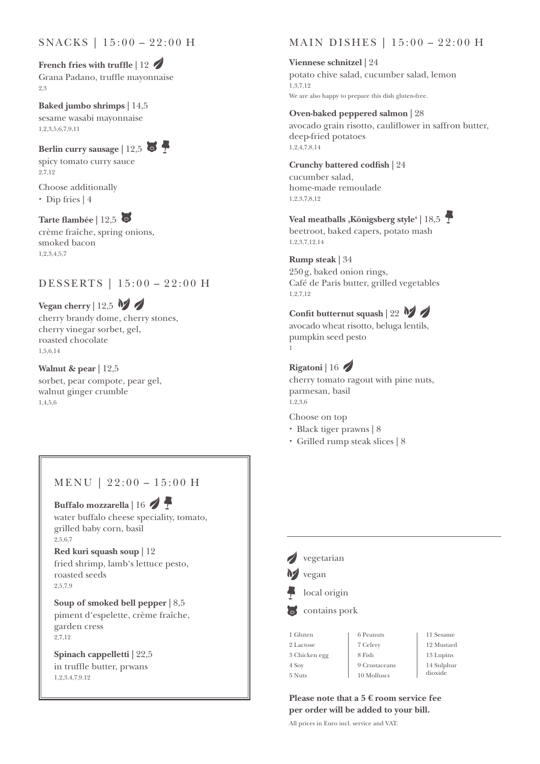## SNACKS | 15:00 – 22:00 H

**French fries with truffle** | 12 (vegetarian)
Grana Padano, truffle mayonnaise
2,3

**Baked jumbo shrimps** | 14,5
sesame wasabi mayonnaise
1,2,3,5,6,7,9,11

**Berlin curry sausage** | 12,5 (contains pork) (local origin)
spicy tomato curry sauce
2,7,12

Choose additionally

- Dip fries | 4

**Tarte flambée** | 12,5 (contains pork)
crème fraîche, spring onions, smoked bacon
1,2,3,4,5,7

## DESSERTS | 15:00 – 22:00 H

**Vegan cherry** | 12,5 (vegan) (vegetarian)
cherry brandy dome, cherry stones, cherry vinegar sorbet, gel, roasted chocolate
1,5,6,14

**Walnut & pear** | 12,5
sorbet, pear compote, pear gel, walnut ginger crumble
1,4,5,6

## MENU | 22:00 – 15:00 H

**Buffalo mozzarella** | 16 (vegetarian) (local origin)
water buffalo cheese speciality, tomato, grilled baby corn, basil
2,5,6,7

**Red kuri squash soup** | 12
fried shrimp, lamb‘s lettuce pesto, roasted seeds
2,5,7,9

**Soup of smoked bell pepper** | 8,5
piment d‘espelette, crème fraîche, garden cress
2,7,12

**Spinach cappelletti** | 22,5
in truffle butter, prwans
1,2,3,4,7,9,12

## MAIN DISHES | 15:00 – 22:00 H

**Viennese schnitzel** | 24
potato chive salad, cucumber salad, lemon
1,3,7,12
We are also happy to prepare this dish gluten-free.

**Oven-baked peppered salmon** | 28
avocado grain risotto, cauliflower in saffron butter, deep-fried potatoes
1,2,4,7,8,14

**Crunchy battered codfish** | 24
cucumber salad, home-made remoulade
1,2,3,7,8,12

**Veal meatballs ‚Königsberg style‘** | 18,5 (local origin)
beetroot, baked capers, potato mash
1,2,3,7,12,14

**Rump steak** | 34
250 g, baked onion rings, Café de Paris butter, grilled vegetables
1,2,7,12

**Confit butternut squash** | 22 (vegan) (vegetarian)
avocado wheat risotto, beluga lentils, pumpkin seed pesto
1

**Rigatoni** | 16 (vegetarian)
cherry tomato ragout with pine nuts, parmesan, basil
1,2,3,6

Choose on top

- Black tiger prawns | 8
- Grilled rump steak slices | 8

---

(vegetarian icon) vegetarian
(vegan icon) vegan
(local origin icon) local origin
(pork icon) contains pork

| | | |
|---|---|---|
| 1 Gluten | 6 Peanuts | 11 Sesame |
| 2 Lactose | 7 Celery | 12 Mustard |
| 3 Chicken egg | 8 Fish | 13 Lupins |
| 4 Soy | 9 Crustaceans | 14 Sulphur dioxide |
| 5 Nuts | 10 Molluscs | |

**Please note that a 5 € room service fee per order will be added to your bill.**

All prices in Euro incl. service and VAT.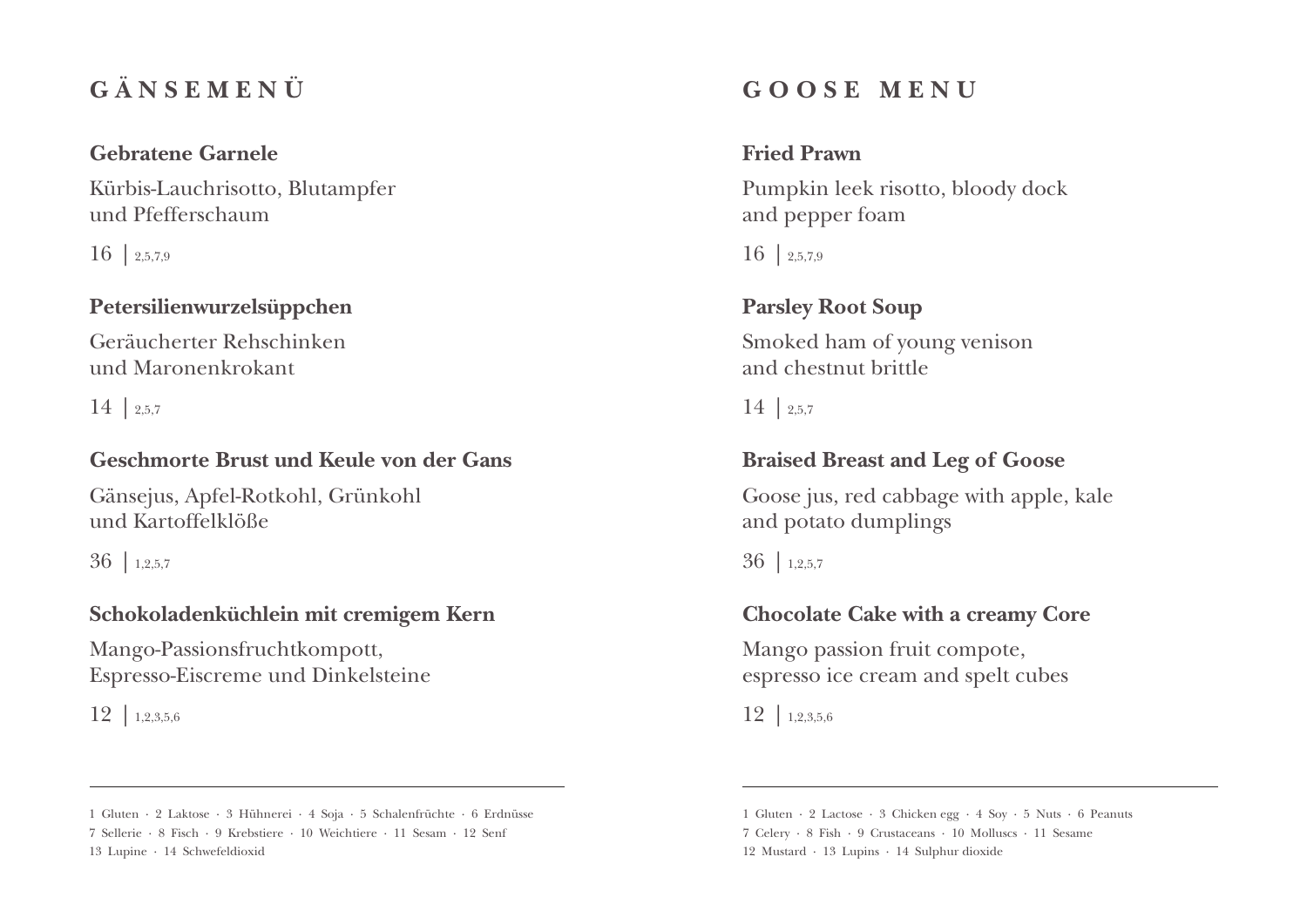## GÄNSEMENÜ

**Gebratene Garnele**

Kürbis-Lauchrisotto, Blutampfer
und Pfefferschaum

16 | 2,5,7,9

**Petersilienwurzelsüppchen**

Geräucherter Rehschinken
und Maronenkrokant

14 | 2,5,7

**Geschmorte Brust und Keule von der Gans**

Gänsejus, Apfel-Rotkohl, Grünkohl
und Kartoffelklöße

36 | 1,2,5,7

**Schokoladenküchlein mit cremigem Kern**

Mango-Passionsfruchtkompott,
Espresso-Eiscreme und Dinkelsteine

12 | 1,2,3,5,6

---

1 Gluten · 2 Laktose · 3 Hühnerei · 4 Soja · 5 Schalenfrüchte · 6 Erdnüsse
7 Sellerie · 8 Fisch · 9 Krebstiere · 10 Weichtiere · 11 Sesam · 12 Senf
13 Lupine · 14 Schwefeldioxid

## GOOSE MENU

**Fried Prawn**

Pumpkin leek risotto, bloody dock
and pepper foam

16 | 2,5,7,9

**Parsley Root Soup**

Smoked ham of young venison
and chestnut brittle

14 | 2,5,7

**Braised Breast and Leg of Goose**

Goose jus, red cabbage with apple, kale
and potato dumplings

36 | 1,2,5,7

**Chocolate Cake with a creamy Core**

Mango passion fruit compote,
espresso ice cream and spelt cubes

12 | 1,2,3,5,6

---

1 Gluten · 2 Lactose · 3 Chicken egg · 4 Soy · 5 Nuts · 6 Peanuts
7 Celery · 8 Fish · 9 Crustaceans · 10 Molluscs · 11 Sesame
12 Mustard · 13 Lupins · 14 Sulphur dioxide